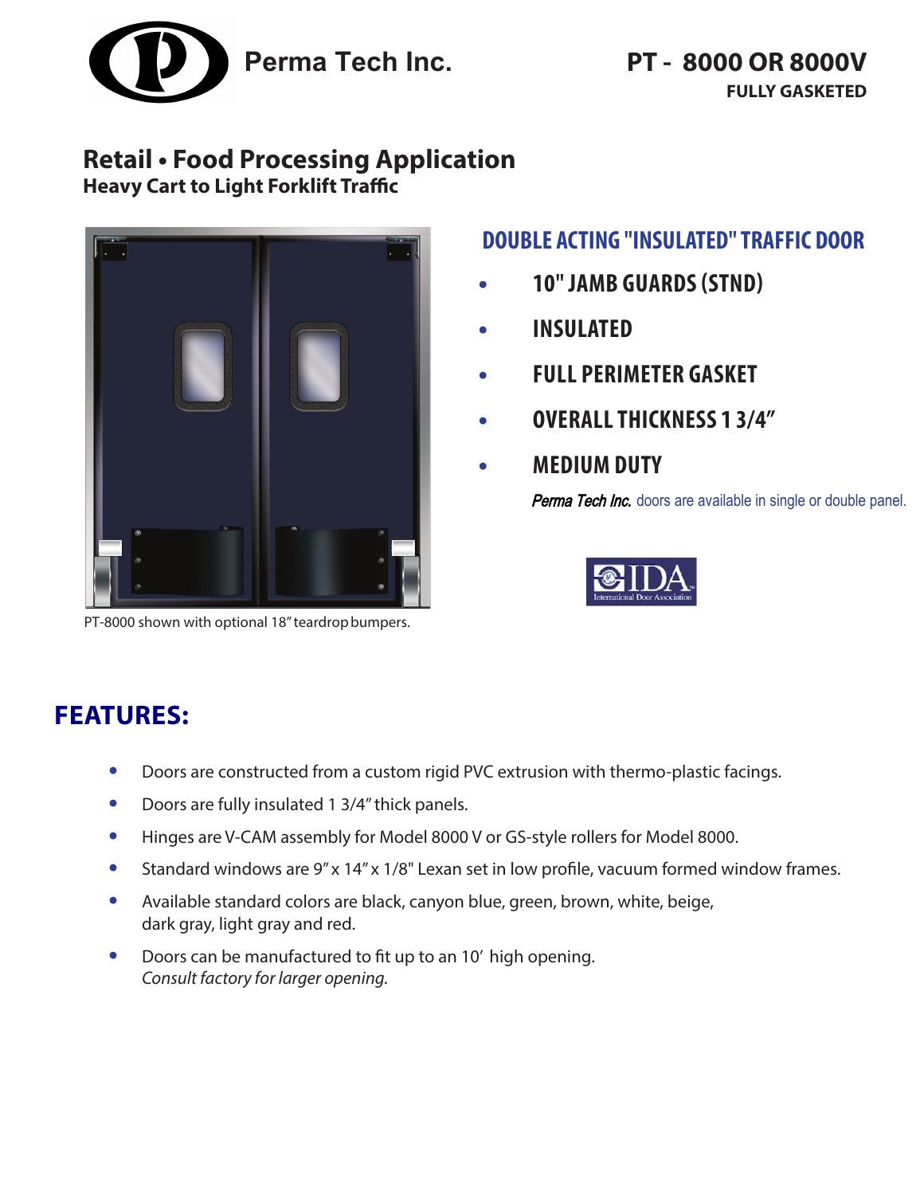Perma Tech Inc.

# PT - 8000 OR 8000V

**FULLY GASKETED**

## Retail • Food Processing Application

**Heavy Cart to Light Forklift Traffic**

PT-8000 shown with optional 18" teardrop bumpers.

### DOUBLE ACTING "INSULATED" TRAFFIC DOOR

- **10" JAMB GUARDS (STND)**
- **INSULATED**
- **FULL PERIMETER GASKET**
- **OVERALL THICKNESS 1 3/4"**
- **MEDIUM DUTY**

***Perma Tech Inc.*** doors are available in single or double panel.

IDA International Door Association

## FEATURES:

- Doors are constructed from a custom rigid PVC extrusion with thermo-plastic facings.
- Doors are fully insulated 1 3/4" thick panels.
- Hinges are V-CAM assembly for Model 8000 V or GS-style rollers for Model 8000.
- Standard windows are 9" x 14" x 1/8" Lexan set in low profile, vacuum formed window frames.
- Available standard colors are black, canyon blue, green, brown, white, beige, dark gray, light gray and red.
- Doors can be manufactured to fit up to an 10' high opening. *Consult factory for larger opening.*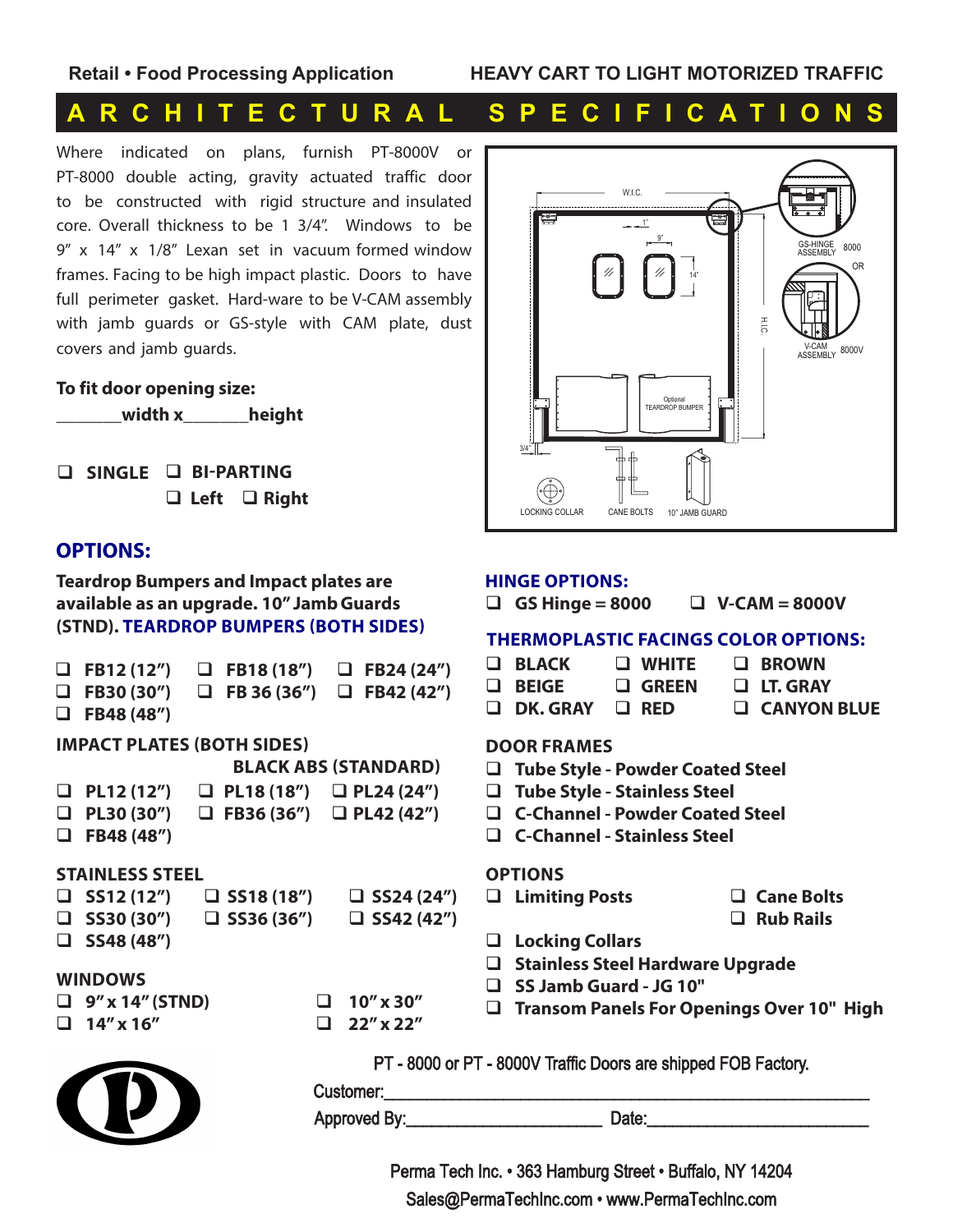Retail • Food Processing Application

HEAVY CART TO LIGHT MOTORIZED TRAFFIC

# A R C H I T E C T U R A L   S P E C I F I C A T I O N S

Where indicated on plans, furnish PT-8000V or PT-8000 double acting, gravity actuated traffic door to be constructed with rigid structure and insulated core. Overall thickness to be 1 3/4". Windows to be 9" x 14" x 1/8" Lexan set in vacuum formed window frames. Facing to be high impact plastic. Doors to have full perimeter gasket. Hard-ware to be V-CAM assembly with jamb guards or GS-style with CAM plate, dust covers and jamb guards.

**To fit door opening size:**

**_______width x_______height**

❑ **SINGLE** ❑ **BI-PARTING**

❑ **Left** ❑ **Right**

W.I.C.

1"

9"

14"

H.I.C.

3/4"

Optional TEARDROP BUMPER

GS-HINGE ASSEMBLY 8000

OR

V-CAM ASSEMBLY 8000V

LOCKING COLLAR

CANE BOLTS

10" JAMB GUARD

## OPTIONS:

**Teardrop Bumpers and Impact plates are available as an upgrade. 10" Jamb Guards (STND). TEARDROP BUMPERS (BOTH SIDES)**

❑ **FB12 (12")** ❑ **FB18 (18")** ❑ **FB24 (24")**
❑ **FB30 (30")** ❑ **FB 36 (36")** ❑ **FB42 (42")**
❑ **FB48 (48")**

**IMPACT PLATES (BOTH SIDES)**

**BLACK ABS (STANDARD)**

❑ **PL12 (12")** ❑ **PL18 (18")** ❑ **PL24 (24")**
❑ **PL30 (30")** ❑ **FB36 (36")** ❑ **PL42 (42")**
❑ **FB48 (48")**

**STAINLESS STEEL**

❑ **SS12 (12")** ❑ **SS18 (18")** ❑ **SS24 (24")**
❑ **SS30 (30")** ❑ **SS36 (36")** ❑ **SS42 (42")**
❑ **SS48 (48")**

**WINDOWS**

❑ **9" x 14" (STND)** ❑ **10" x 30"**
❑ **14" x 16"** ❑ **22" x 22"**

## HINGE OPTIONS:

❑ **GS Hinge = 8000** ❑ **V-CAM = 8000V**

## THERMOPLASTIC FACINGS COLOR OPTIONS:

❑ **BLACK** ❑ **WHITE** ❑ **BROWN**
❑ **BEIGE** ❑ **GREEN** ❑ **LT. GRAY**
❑ **DK. GRAY** ❑ **RED** ❑ **CANYON BLUE**

**DOOR FRAMES**

❑ **Tube Style - Powder Coated Steel**
❑ **Tube Style - Stainless Steel**
❑ **C-Channel - Powder Coated Steel**
❑ **C-Channel - Stainless Steel**

**OPTIONS**

❑ **Limiting Posts** ❑ **Cane Bolts**
❑ **Rub Rails**
❑ **Locking Collars**
❑ **Stainless Steel Hardware Upgrade**
❑ **SS Jamb Guard - JG 10"**
❑ **Transom Panels For Openings Over 10" High**

PT - 8000 or PT - 8000V Traffic Doors are shipped FOB Factory.

Customer:_______________________________________________

Approved By:______________________ Date:________________________

Perma Tech Inc. • 363 Hamburg Street • Buffalo, NY 14204

Sales@PermaTechInc.com • www.PermaTechInc.com